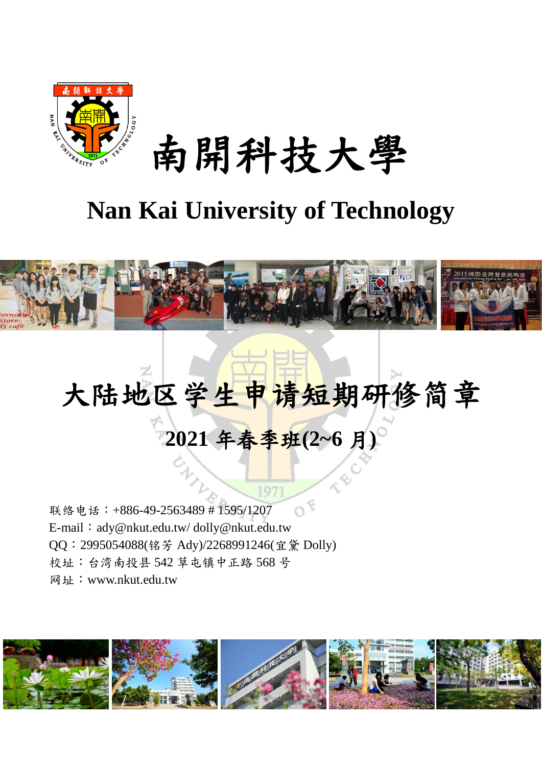# 南開科技大學

# Nan Kai University of Technology

# 大陆地区学生申请短期研修简章

## 2021 年春季班(2~6 月)

联络电话：+886-49-2563489 # 1595/1207
E-mail：ady@nkut.edu.tw/ dolly@nkut.edu.tw
QQ：2995054088(铭芳 Ady)/2268991246(宜黛 Dolly)
校址：台湾南投县 542 草屯镇中正路 568 号
网址：www.nkut.edu.tw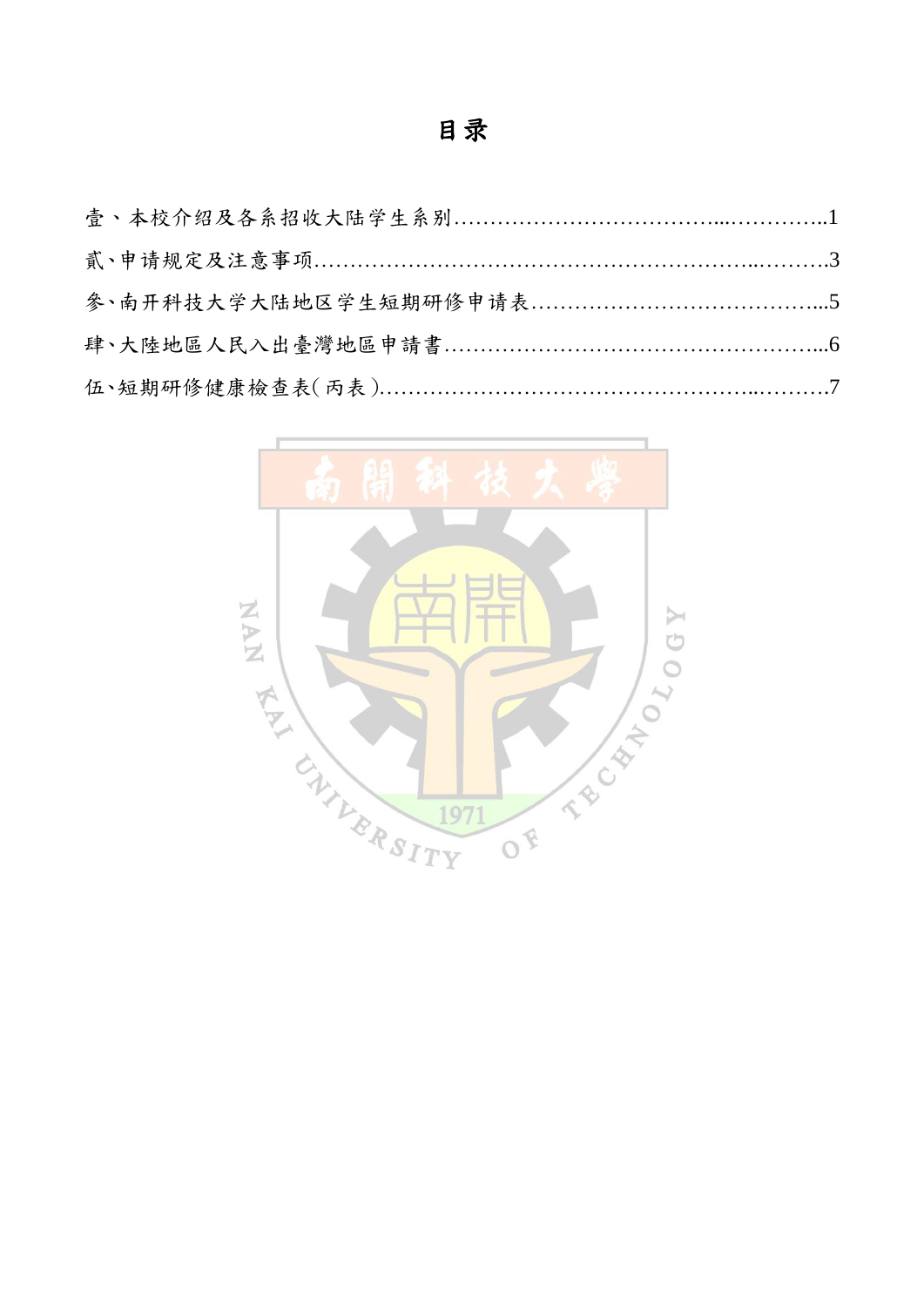# 目录

壹、本校介绍及各系招收大陆学生系别……………………………..…………..1

贰、申请规定及注意事项………………………………………………..……….3

参、南开科技大学大陆地区学生短期研修申请表………………………………...5

肆、大陸地區人民入出臺灣地區申請書…………………………………………...6

伍、短期研修健康檢查表(丙表)…………………………………………..……….7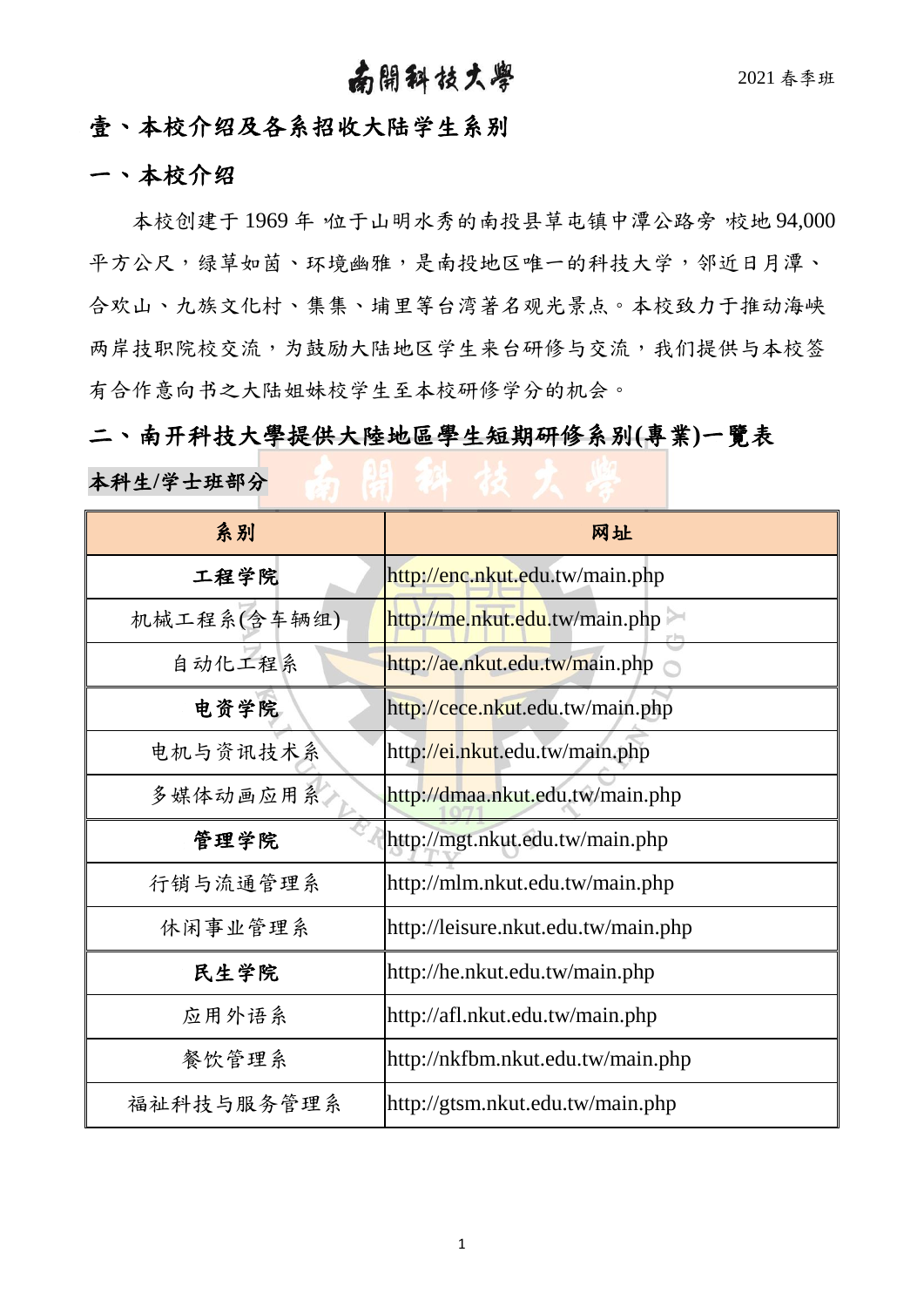# 壹、本校介绍及各系招收大陆学生系别

## 一、本校介绍

本校创建于 1969 年，位于山明水秀的南投县草屯镇中潭公路旁，校地 94,000 平方公尺，绿草如茵、环境幽雅，是南投地区唯一的科技大学，邻近日月潭、合欢山、九族文化村、集集、埔里等台湾著名观光景点。本校致力于推动海峡两岸技职院校交流，为鼓励大陆地区学生来台研修与交流，我们提供与本校签有合作意向书之大陆姐妹校学生至本校研修学分的机会。

## 二、南开科技大學提供大陸地區學生短期研修系別(專業)一覽表

**本科生/学士班部分**

| 系别 | 网址 |
|---|---|
| **工程学院** | http://enc.nkut.edu.tw/main.php |
| 机械工程系(含车辆组) | http://me.nkut.edu.tw/main.php |
| 自动化工程系 | http://ae.nkut.edu.tw/main.php |
| **电资学院** | http://cece.nkut.edu.tw/main.php |
| 电机与资讯技术系 | http://ei.nkut.edu.tw/main.php |
| 多媒体动画应用系 | http://dmaa.nkut.edu.tw/main.php |
| **管理学院** | http://mgt.nkut.edu.tw/main.php |
| 行销与流通管理系 | http://mlm.nkut.edu.tw/main.php |
| 休闲事业管理系 | http://leisure.nkut.edu.tw/main.php |
| **民生学院** | http://he.nkut.edu.tw/main.php |
| 应用外语系 | http://afl.nkut.edu.tw/main.php |
| 餐饮管理系 | http://nkfbm.nkut.edu.tw/main.php |
| 福祉科技与服务管理系 | http://gtsm.nkut.edu.tw/main.php |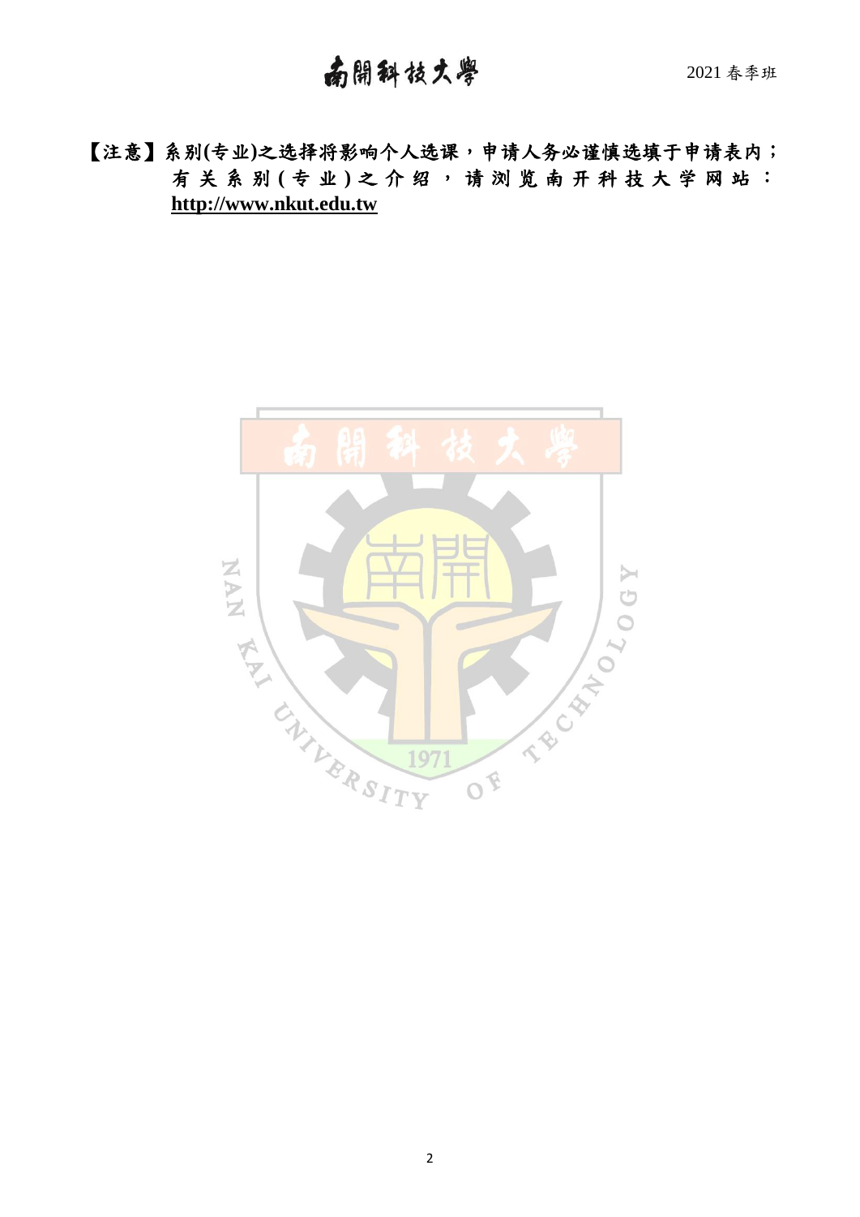【注意】系别(专业)之选择将影响个人选课，申请人务必谨慎选填于申请表内；有关系别(专业)之介绍，请浏览南开科技大学网站：**http://www.nkut.edu.tw**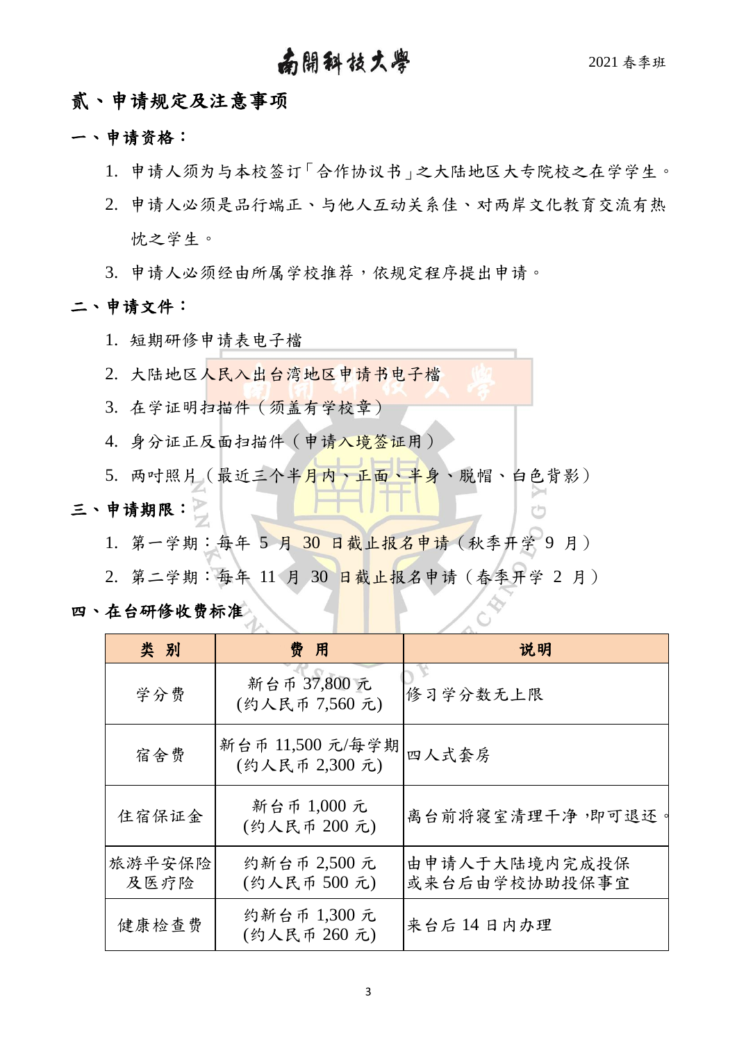## 贰、申请规定及注意事项

### 一、申请资格：

1. 申请人须为与本校签订「合作协议书」之大陆地区大专院校之在学学生。
2. 申请人必须是品行端正、与他人互动关系佳、对两岸文化教育交流有热忱之学生。
3. 申请人必须经由所属学校推荐，依规定程序提出申请。

### 二、申请文件：

1. 短期研修申请表电子檔
2. 大陆地区人民入出台湾地区申请书电子檔
3. 在学证明扫描件（须盖有学校章）
4. 身分证正反面扫描件（申请入境签证用）
5. 两吋照片（最近三个半月内、正面、半身、脱帽、白色背影）

### 三、申请期限：

1. 第一学期：每年 5 月 30 日截止报名申请（秋季开学 9 月）
2. 第二学期：每年 11 月 30 日截止报名申请（春季开学 2 月）

### 四、在台研修收费标准

| 类 别 | 费 用 | 说明 |
|---|---|---|
| 学分费 | 新台币 37,800 元<br>(约人民币 7,560 元) | 修习学分数无上限 |
| 宿舍费 | 新台币 11,500 元/每学期<br>(约人民币 2,300 元) | 四人式套房 |
| 住宿保证金 | 新台币 1,000 元<br>(约人民币 200 元) | 离台前将寝室清理干净，即可退还。 |
| 旅游平安保险及医疗险 | 约新台币 2,500 元<br>(约人民币 500 元) | 由申请人于大陆境内完成投保或来台后由学校协助投保事宜 |
| 健康检查费 | 约新台币 1,300 元<br>(约人民币 260 元) | 来台后 14 日内办理 |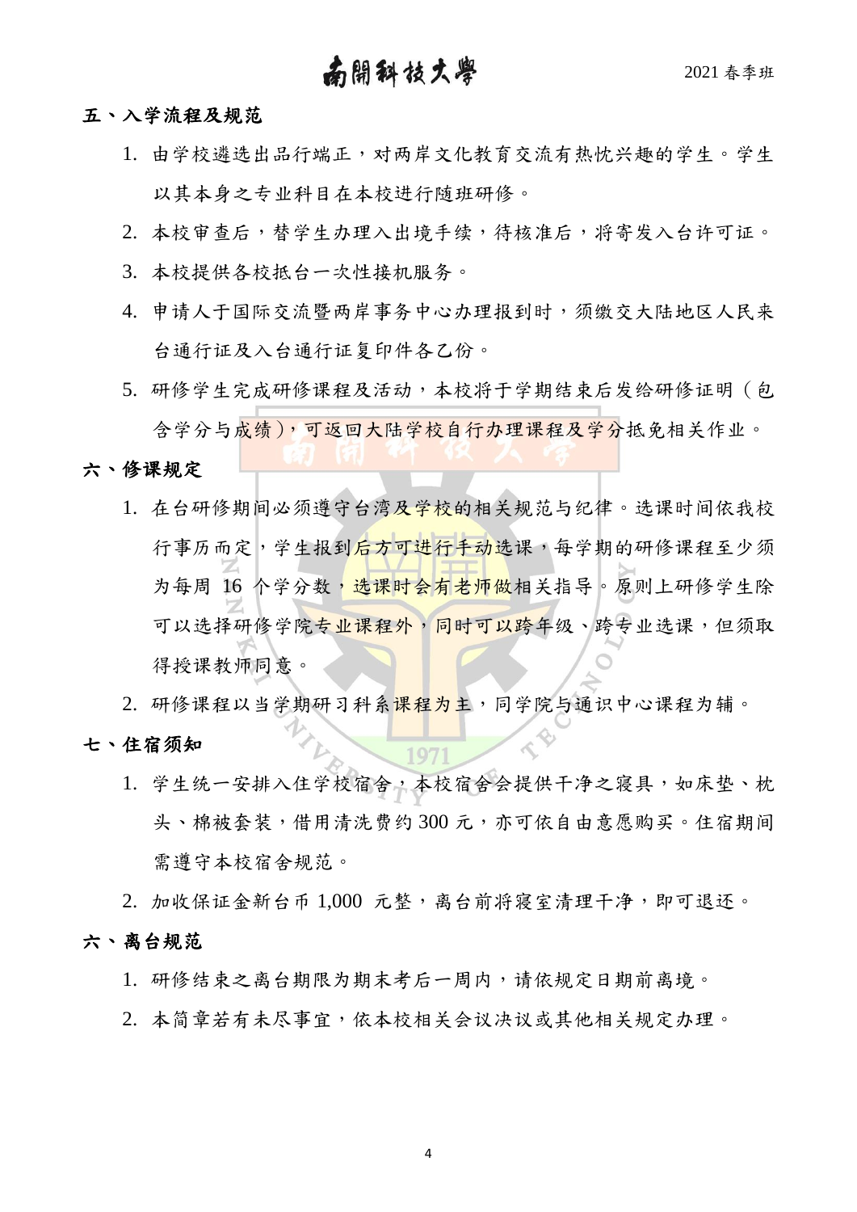## 五、入学流程及规范

1. 由学校遴选出品行端正，对两岸文化教育交流有热忱兴趣的学生。学生以其本身之专业科目在本校进行随班研修。
2. 本校审查后，替学生办理入出境手续，待核准后，将寄发入台许可证。
3. 本校提供各校抵台一次性接机服务。
4. 申请人于国际交流暨两岸事务中心办理报到时，须缴交大陆地区人民来台通行证及入台通行证复印件各乙份。
5. 研修学生完成研修课程及活动，本校将于学期结束后发给研修证明（包含学分与成绩），可返回大陆学校自行办理课程及学分抵免相关作业。

## 六、修课规定

1. 在台研修期间必须遵守台湾及学校的相关规范与纪律。选课时间依我校行事历而定，学生报到后方可进行手动选课，每学期的研修课程至少须为每周 16 个学分数，选课时会有老师做相关指导。原则上研修学生除可以选择研修学院专业课程外，同时可以跨年级、跨专业选课，但须取得授课教师同意。
2. 研修课程以当学期研习科系课程为主，同学院与通识中心课程为辅。

## 七、住宿须知

1. 学生统一安排入住学校宿舍，本校宿舍会提供干净之寝具，如床垫、枕头、棉被套装，借用清洗费约 300 元，亦可依自由意愿购买。住宿期间需遵守本校宿舍规范。
2. 加收保证金新台币 1,000 元整，离台前将寝室清理干净，即可退还。

## 六、离台规范

1. 研修结束之离台期限为期末考后一周内，请依规定日期前离境。
2. 本简章若有未尽事宜，依本校相关会议决议或其他相关规定办理。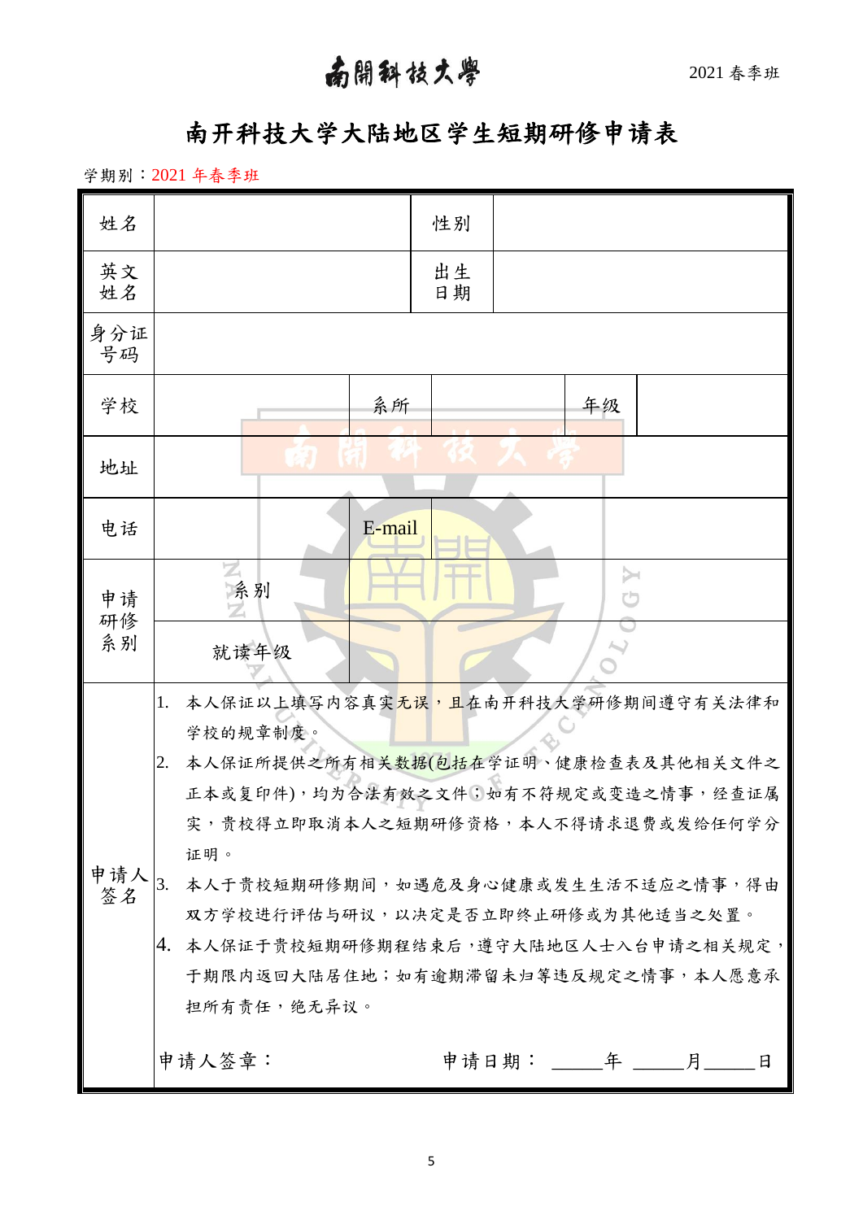南開科技大學　2021 春季班

# 南开科技大学大陆地区学生短期研修申请表

学期别：2021 年春季班

| 姓名 | | | 性别 | | |
|---|---|---|---|---|---|
| 英文姓名 | | | 出生日期 | | |
| 身分证号码 | | | | | |
| 学校 | | 系所 | | 年级 | |
| 地址 | | | | | |
| 电话 | | E-mail | | | |
| 申请研修系别 | 系别 | | | | |
| | 就读年级 | | | | |
| 申请人签名 | 1. 本人保证以上填写内容真实无误，且在南开科技大学研修期间遵守有关法律和学校的规章制度。<br>2. 本人保证所提供之所有相关数据(包括在学证明、健康检查表及其他相关文件之正本或复印件)，均为合法有效之文件；如有不符规定或变造之情事，经查证属实，贵校得立即取消本人之短期研修资格，本人不得请求退费或发给任何学分证明。<br>3. 本人于贵校短期研修期间，如遇危及身心健康或发生生活不适应之情事，得由双方学校进行评估与研议，以决定是否立即终止研修或为其他适当之处置。<br>4. 本人保证于贵校短期研修期程结束后，遵守大陆地区人士入台申请之相关规定，于期限内返回大陆居住地；如有逾期滞留未归等违反规定之情事，本人愿意承担所有责任，绝无异议。<br><br>申请人签章：　　　　　申请日期：_____年 _____月_____日 | | | | |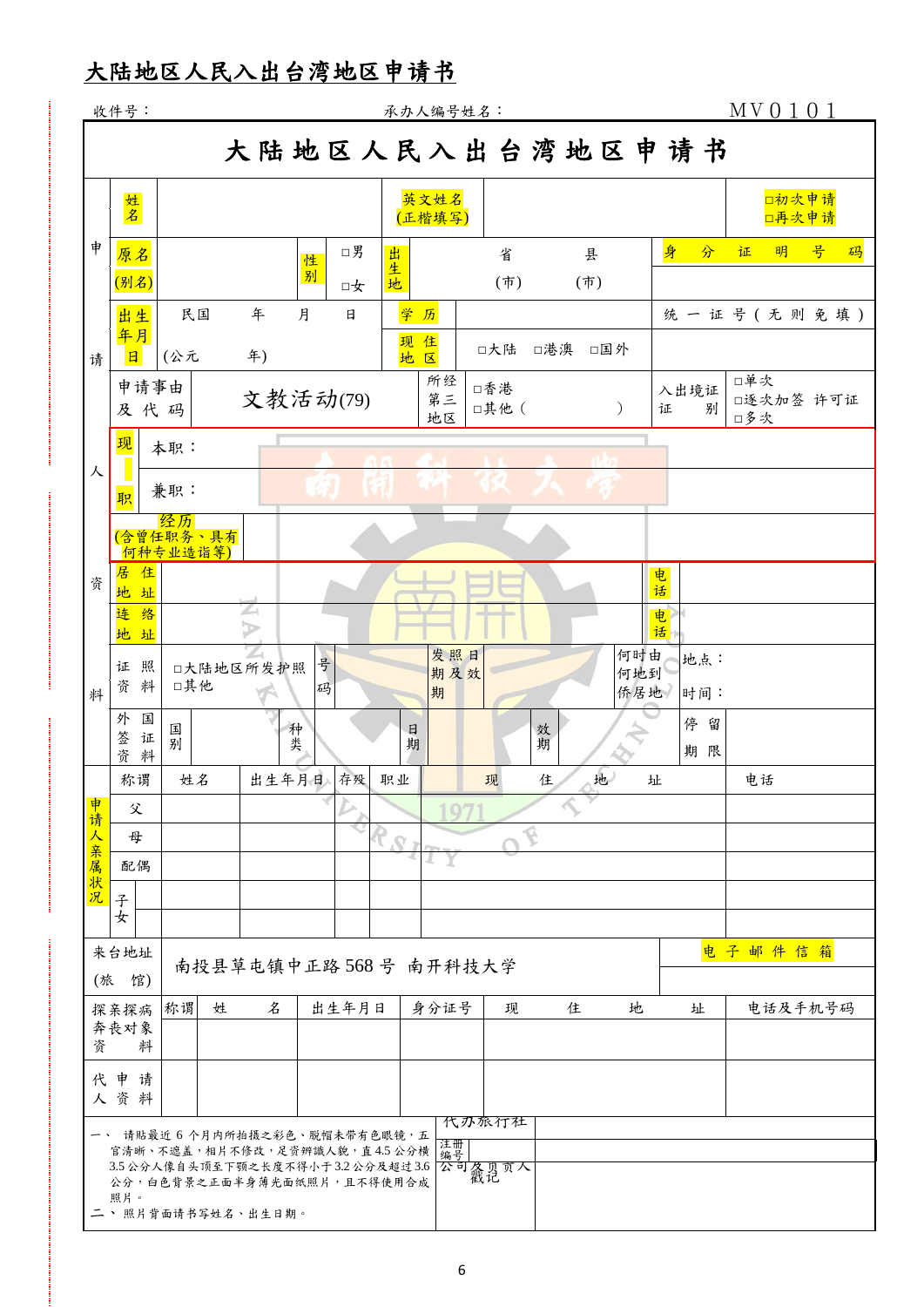# 大陆地区人民入出台湾地区申请书

收件号：　　　　　　　　　　　　承办人编号姓名：　　　　　　　　　MV0101

## 大陆地区人民入出台湾地区申请书

| 申请人资料 | | | | | | |
|---|---|---|---|---|---|---|
| 姓名 | | 英文姓名(正楷填写) | | | | □初次申请 □再次申请 |
| 原名(别名) | | 性别 | □男 □女 | 出生地 | 省(市)　县(市) | 身分证明号码 |
| 出生年月日 | 民国　年　月　日 (公元　年) | | | 学历 | | 统一证号(无则免填) |
| | | | | 现住地区 | □大陆　□港澳　□国外 | |
| 申请事由及代码 | 文教活动(79) | | 所经第三地区 | □香港 □其他（　　） | 入出境证证别 | □单次 □逐次加签 许可证 □多次 |
| 现职 | 本职： | | | | | |
| | 兼职： | | | | | |
| 经历(含曾任职务、具有何种专业造诣等) | | | | | | |
| 居住地址 | | | | | 电话 | |
| 连络地址 | | | | | 电话 | |
| 证照资料 | □大陆地区所发护照 □其他 | 号码 | | 发照日期及效期 | 何时由何地到侨居地 | 地点： 时间： |
| 外国签证资料 | 国别 | 种类 | 日期 | 效期 | | 停留期限 |

| 申请人亲属状况 | 称谓 | 姓名 | 出生年月日 | 存殁 | 职业 | 现住地址 | 电话 |
|---|---|---|---|---|---|---|---|
| | 父 | | | | | | |
| | 母 | | | | | | |
| | 配偶 | | | | | | |
| | 子女 | | | | | | |
| | | | | | | | |

| 来台地址(旅馆) | 南投县草屯镇中正路 568 号 南开科技大学 | 电子邮件信箱 |
|---|---|---|

| 探亲探病奔丧对象资料 | 称谓 | 姓名 | 出生年月日 | 身分证号 | 现住地址 | 电话及手机号码 |
|---|---|---|---|---|---|---|
| | | | | | | |
| 代申请人资料 | | | | | | |

一、 请贴最近 6 个月内所拍摄之彩色、脱帽未带有色眼镜，五官清晰、不遮盖，相片不修改，足资辨识人貌，直 4.5 公分横 3.5 公分人像自头顶至下颚之长度不得小于 3.2 公分及超过 3.6 公分，白色背景之正面半身薄光面纸照片，且不得使用合成照片。

二、 照片背面请书写姓名、出生日期。

| 代办旅行社 | |
|---|---|
| 注册编号 | |
| 公司负责人戳记 | |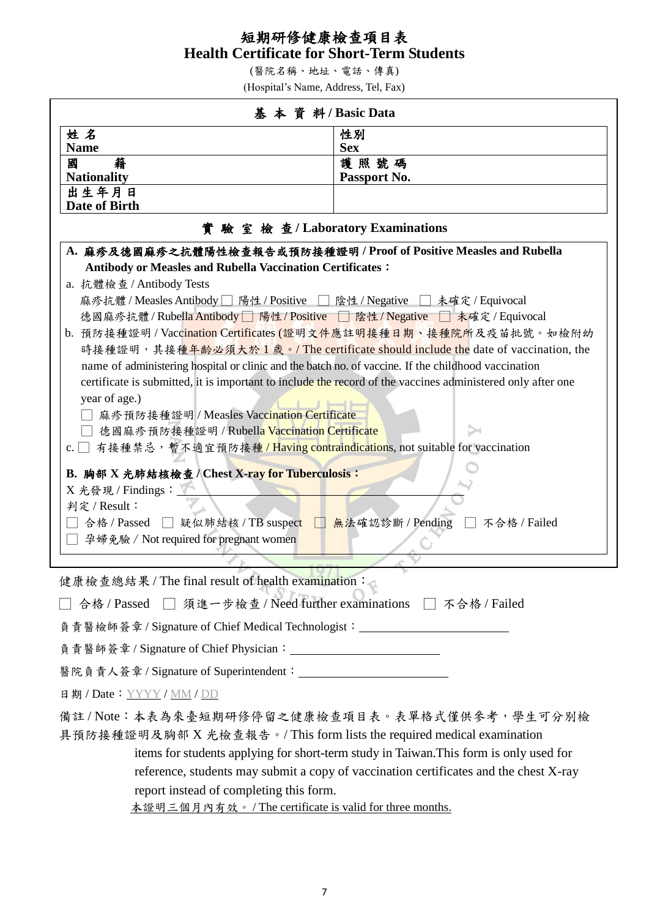# 短期研修健康檢查項目表
# Health Certificate for Short-Term Students

(醫院名稱、地址、電話、傳真)

(Hospital's Name, Address, Tel, Fax)

## 基 本 資 料 / Basic Data

| 姓 名<br>Name | 性別<br>Sex |
|---|---|
| 國 籍<br>Nationality | 護 照 號 碼<br>Passport No. |
| 出 生 年 月 日<br>Date of Birth | |

## 實 驗 室 檢 查 / Laboratory Examinations

**A. 麻疹及德國麻疹之抗體陽性檢查報告或預防接種證明 / Proof of Positive Measles and Rubella Antibody or Measles and Rubella Vaccination Certificates：**

a. 抗體檢查 / Antibody Tests

麻疹抗體 / Measles Antibody ☐ 陽性 / Positive ☐ 陰性 / Negative ☐ 未確定 / Equivocal

德國麻疹抗體 / Rubella Antibody ☐ 陽性 / Positive ☐ 陰性 / Negative ☐ 未確定 / Equivocal

b. 預防接種證明 / Vaccination Certificates (證明文件應註明接種日期、接種院所及疫苗批號。如檢附幼時接種證明，其接種年齡必須大於 1 歲。/ The certificate should include the date of vaccination, the name of administering hospital or clinic and the batch no. of vaccine. If the childhood vaccination certificate is submitted, it is important to include the record of the vaccines administered only after one year of age.)

☐ 麻疹預防接種證明 / Measles Vaccination Certificate

☐ 德國麻疹預防接種證明 / Rubella Vaccination Certificate

c. ☐ 有接種禁忌，暫不適宜預防接種 / Having contraindications, not suitable for vaccination

**B. 胸部 X 光肺結核檢查 / Chest X-ray for Tuberculosis：**

X 光發現 / Findings：\_\_\_\_\_\_\_\_\_\_\_\_\_\_\_\_\_\_\_\_\_\_\_\_

判定 / Result：

☐ 合格 / Passed ☐ 疑似肺結核 / TB suspect ☐ 無法確認診斷 / Pending ☐ 不合格 / Failed

☐ 孕婦免驗 / Not required for pregnant women

健康檢查總結果 / The final result of health examination：

☐ 合格 / Passed ☐ 須進一步檢查 / Need further examinations ☐ 不合格 / Failed

負責醫檢師簽章 / Signature of Chief Medical Technologist：\_\_\_\_\_\_\_\_\_\_\_\_\_\_\_\_\_\_\_\_

負責醫師簽章 / Signature of Chief Physician：\_\_\_\_\_\_\_\_\_\_\_\_\_\_\_\_\_\_\_\_

醫院負責人簽章 / Signature of Superintendent：\_\_\_\_\_\_\_\_\_\_\_\_\_\_\_\_\_\_\_\_

日期 / Date：YYYY / MM / DD

備註 / Note：本表為來臺短期研修停留之健康檢查項目表。表單格式僅供參考，學生可分別檢具預防接種證明及胸部 X 光檢查報告。/ This form lists the required medical examination items for students applying for short-term study in Taiwan.This form is only used for reference, students may submit a copy of vaccination certificates and the chest X-ray report instead of completing this form.

本證明三個月內有效。/ The certificate is valid for three months.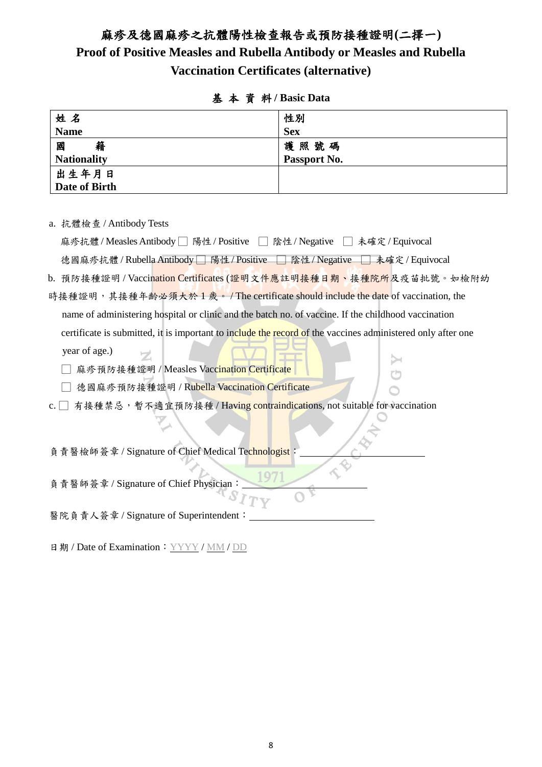# 麻疹及德國麻疹之抗體陽性檢查報告或預防接種證明(二擇一)

# Proof of Positive Measles and Rubella Antibody or Measles and Rubella Vaccination Certificates (alternative)

**基 本 資 料 / Basic Data**

| | |
|---|---|
| **姓 名**<br>**Name** | **性別**<br>**Sex** |
| **國　　籍**<br>**Nationality** | **護 照 號 碼**<br>**Passport No.** |
| **出生年月日**<br>**Date of Birth** | |

a. 抗體檢查 / Antibody Tests

麻疹抗體 / Measles Antibody ☐ 陽性 / Positive ☐ 陰性 / Negative ☐ 未確定 / Equivocal

德國麻疹抗體 / Rubella Antibody ☐ 陽性 / Positive ☐ 陰性 / Negative ☐ 未確定 / Equivocal

b. 預防接種證明 / Vaccination Certificates (證明文件應註明接種日期、接種院所及疫苗批號。如檢附幼時接種證明，其接種年齡必須大於 1 歲。/ The certificate should include the date of vaccination, the name of administering hospital or clinic and the batch no. of vaccine. If the childhood vaccination certificate is submitted, it is important to include the record of the vaccines administered only after one year of age.)

☐ 麻疹預防接種證明 / Measles Vaccination Certificate

☐ 德國麻疹預防接種證明 / Rubella Vaccination Certificate

c. ☐ 有接種禁忌，暫不適宜預防接種 / Having contraindications, not suitable for vaccination

負責醫檢師簽章 / Signature of Chief Medical Technologist：\_\_\_\_\_\_\_\_\_\_\_\_\_\_\_\_\_\_\_\_

負責醫師簽章 / Signature of Chief Physician：\_\_\_\_\_\_\_\_\_\_\_\_\_\_\_\_\_\_\_\_

醫院負責人簽章 / Signature of Superintendent：\_\_\_\_\_\_\_\_\_\_\_\_\_\_\_\_\_\_\_\_

日期 / Date of Examination：YYYY / MM / DD